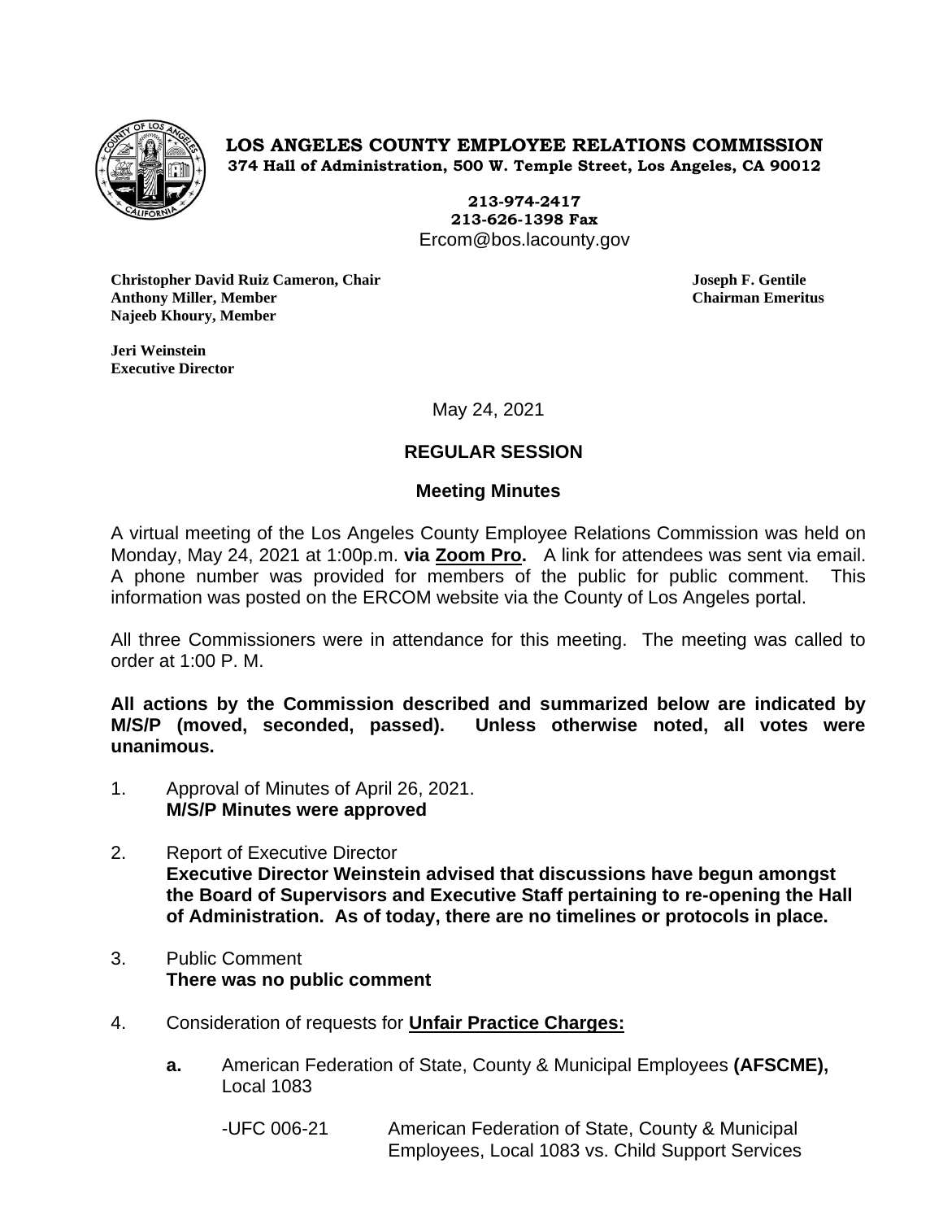**LOS ANGELES COUNTY EMPLOYEE RELATIONS COMMISSION**
**374 Hall of Administration, 500 W. Temple Street, Los Angeles, CA 90012**

**213-974-2417**
**213-626-1398 Fax**
Ercom@bos.lacounty.gov

**Christopher David Ruiz Cameron, Chair**
**Anthony Miller, Member**
**Najeeb Khoury, Member**

**Joseph F. Gentile**
**Chairman Emeritus**

**Jeri Weinstein**
**Executive Director**

May 24, 2021

**REGULAR SESSION**

**Meeting Minutes**

A virtual meeting of the Los Angeles County Employee Relations Commission was held on Monday, May 24, 2021 at 1:00p.m. **via Zoom Pro.** A link for attendees was sent via email. A phone number was provided for members of the public for public comment. This information was posted on the ERCOM website via the County of Los Angeles portal.

All three Commissioners were in attendance for this meeting. The meeting was called to order at 1:00 P. M.

**All actions by the Commission described and summarized below are indicated by M/S/P (moved, seconded, passed). Unless otherwise noted, all votes were unanimous.**

1. Approval of Minutes of April 26, 2021.
   **M/S/P Minutes were approved**

2. Report of Executive Director
   **Executive Director Weinstein advised that discussions have begun amongst the Board of Supervisors and Executive Staff pertaining to re-opening the Hall of Administration. As of today, there are no timelines or protocols in place.**

3. Public Comment
   **There was no public comment**

4. Consideration of requests for **Unfair Practice Charges:**

   **a.** American Federation of State, County & Municipal Employees **(AFSCME),** Local 1083

   -UFC 006-21 American Federation of State, County & Municipal Employees, Local 1083 vs. Child Support Services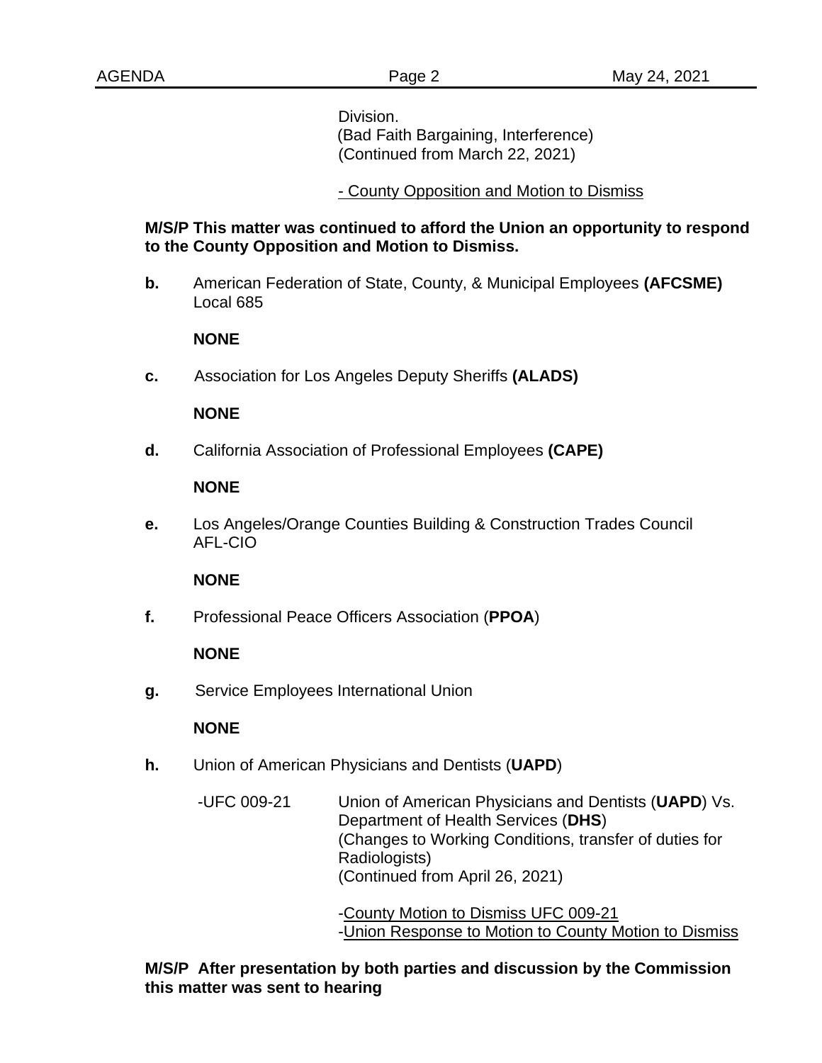Division.
(Bad Faith Bargaining, Interference)
(Continued from March 22, 2021)

- County Opposition and Motion to Dismiss

**M/S/P This matter was continued to afford the Union an opportunity to respond to the County Opposition and Motion to Dismiss.**

**b.** American Federation of State, County, & Municipal Employees **(AFCSME)** Local 685

**NONE**

**c.** Association for Los Angeles Deputy Sheriffs **(ALADS)**

**NONE**

**d.** California Association of Professional Employees **(CAPE)**

**NONE**

**e.** Los Angeles/Orange Counties Building & Construction Trades Council AFL-CIO

**NONE**

**f.** Professional Peace Officers Association (**PPOA**)

**NONE**

**g.** Service Employees International Union

**NONE**

**h.** Union of American Physicians and Dentists (**UAPD**)

-UFC 009-21 Union of American Physicians and Dentists (**UAPD**) Vs. Department of Health Services (**DHS**)
(Changes to Working Conditions, transfer of duties for Radiologists)
(Continued from April 26, 2021)

-County Motion to Dismiss UFC 009-21
-Union Response to Motion to County Motion to Dismiss

**M/S/P After presentation by both parties and discussion by the Commission this matter was sent to hearing**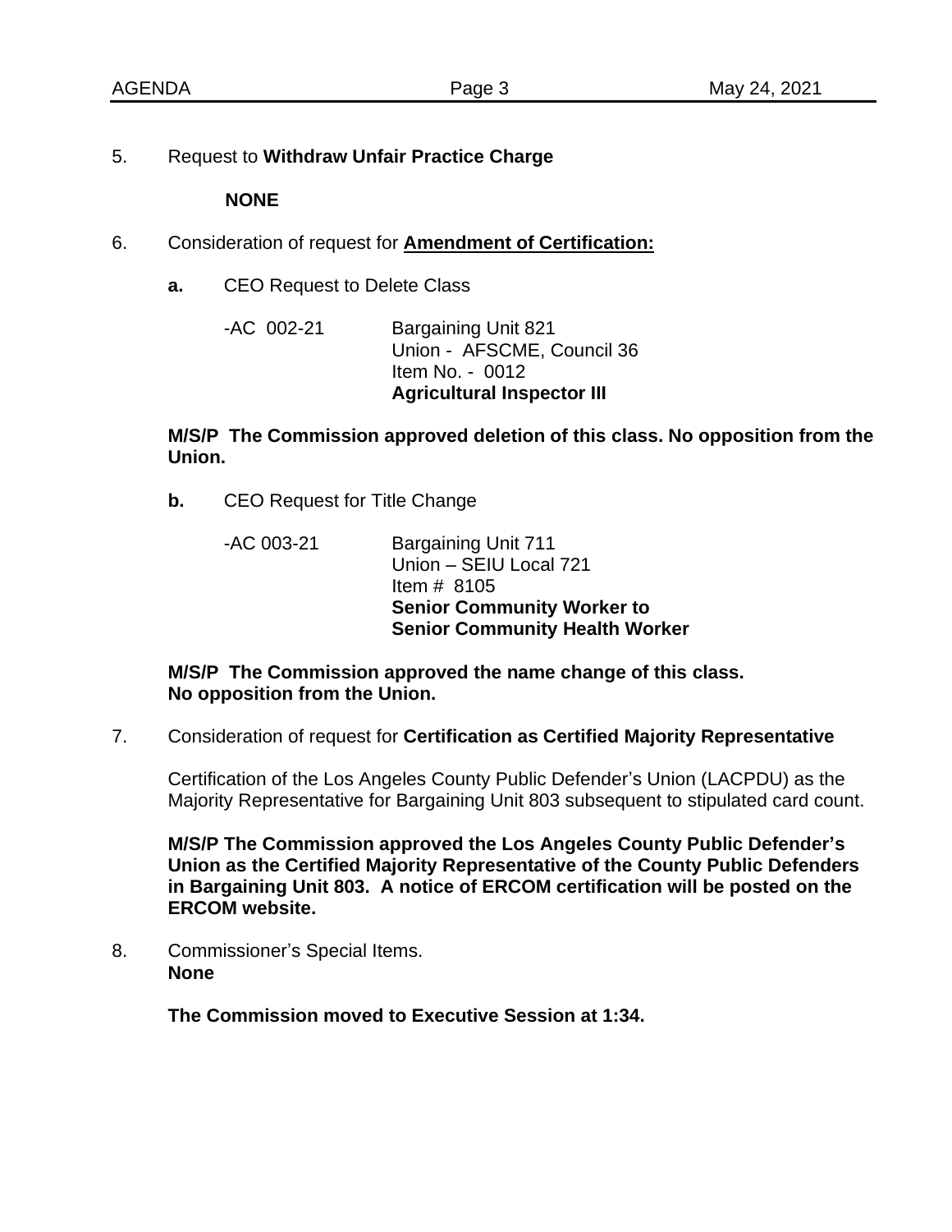5. Request to **Withdraw Unfair Practice Charge**

   **NONE**

6. Consideration of request for **<u>Amendment of Certification:</u>**

   **a.** CEO Request to Delete Class

   -AC 002-21 Bargaining Unit 821
   Union - AFSCME, Council 36
   Item No. - 0012
   **Agricultural Inspector III**

   **M/S/P The Commission approved deletion of this class. No opposition from the Union.**

   **b.** CEO Request for Title Change

   -AC 003-21 Bargaining Unit 711
   Union – SEIU Local 721
   Item # 8105
   **Senior Community Worker to**
   **Senior Community Health Worker**

   **M/S/P The Commission approved the name change of this class.**
   **No opposition from the Union.**

7. Consideration of request for **Certification as Certified Majority Representative**

   Certification of the Los Angeles County Public Defender's Union (LACPDU) as the Majority Representative for Bargaining Unit 803 subsequent to stipulated card count.

   **M/S/P The Commission approved the Los Angeles County Public Defender's Union as the Certified Majority Representative of the County Public Defenders in Bargaining Unit 803. A notice of ERCOM certification will be posted on the ERCOM website.**

8. Commissioner's Special Items.
   **None**

   **The Commission moved to Executive Session at 1:34.**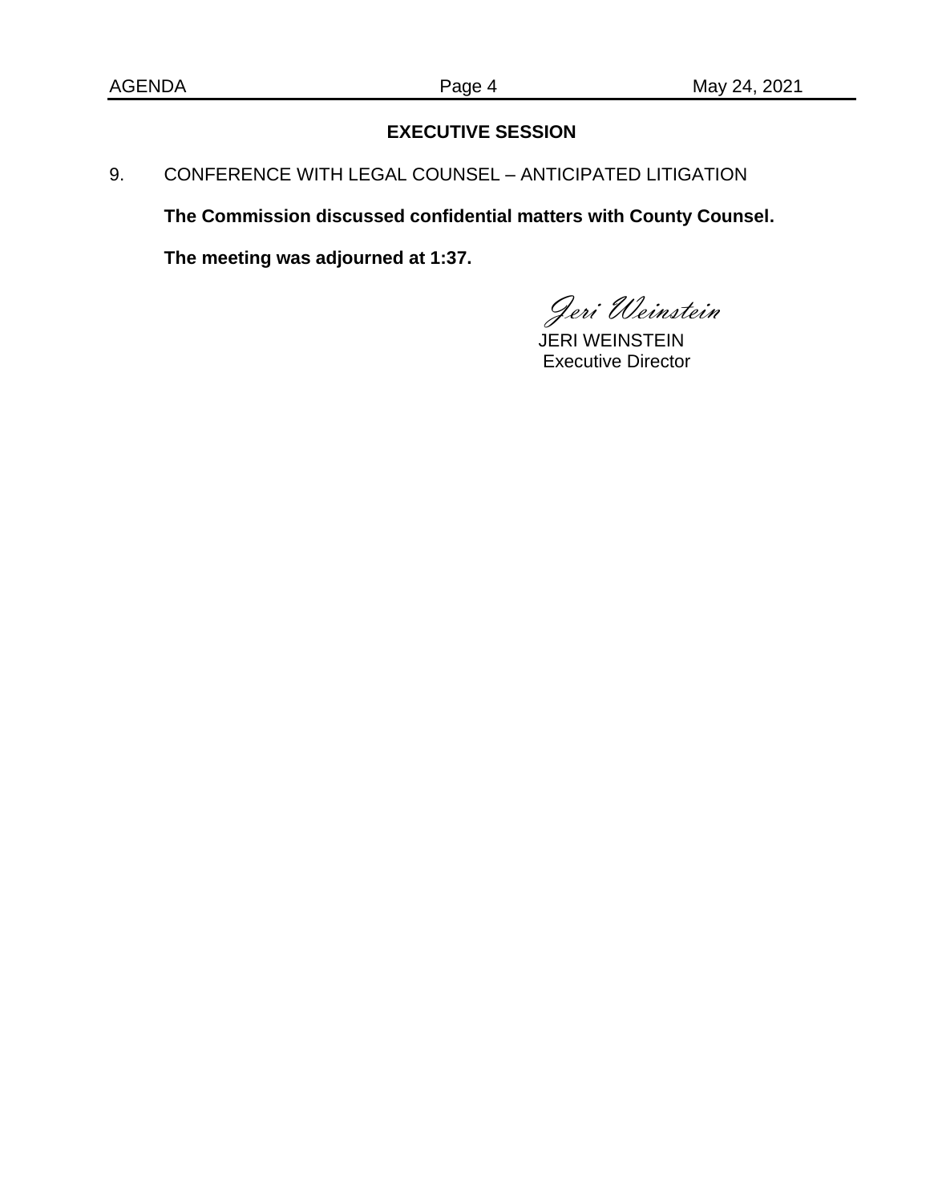## EXECUTIVE SESSION

9. CONFERENCE WITH LEGAL COUNSEL – ANTICIPATED LITIGATION

**The Commission discussed confidential matters with County Counsel.**

**The meeting was adjourned at 1:37.**

*Jeri Weinstein*

JERI WEINSTEIN
Executive Director